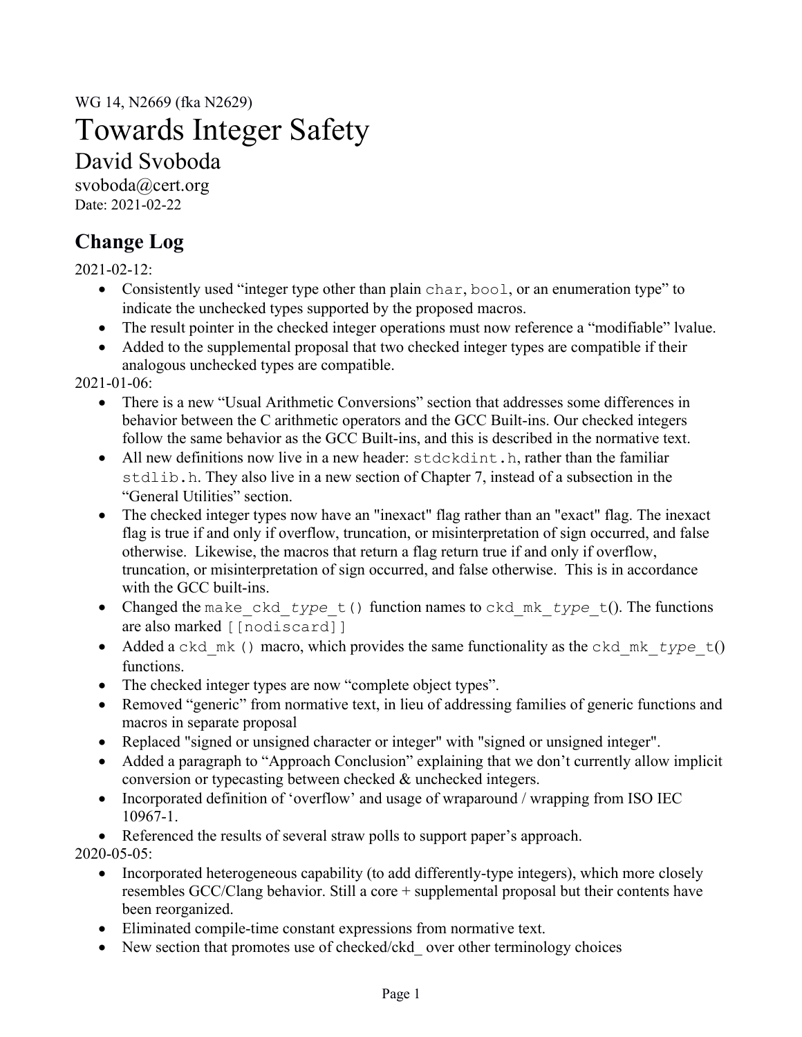WG 14, N2669 (fka N2629)

# Towards Integer Safety

## David Svoboda

svoboda@cert.org
Date: 2021-02-22

## Change Log

2021-02-12:

- Consistently used “integer type other than plain `char`, `bool`, or an enumeration type” to indicate the unchecked types supported by the proposed macros.
- The result pointer in the checked integer operations must now reference a “modifiable” lvalue.
- Added to the supplemental proposal that two checked integer types are compatible if their analogous unchecked types are compatible.

2021-01-06:

- There is a new “Usual Arithmetic Conversions” section that addresses some differences in behavior between the C arithmetic operators and the GCC Built-ins. Our checked integers follow the same behavior as the GCC Built-ins, and this is described in the normative text.
- All new definitions now live in a new header: `stdckdint.h`, rather than the familiar `stdlib.h`. They also live in a new section of Chapter 7, instead of a subsection in the “General Utilities” section.
- The checked integer types now have an "inexact" flag rather than an "exact" flag. The inexact flag is true if and only if overflow, truncation, or misinterpretation of sign occurred, and false otherwise. Likewise, the macros that return a flag return true if and only if overflow, truncation, or misinterpretation of sign occurred, and false otherwise. This is in accordance with the GCC built-ins.
- Changed the `make_ckd_`*`type`*`_t()` function names to `ckd_mk_`*`type`*`_t`(). The functions are also marked `[[nodiscard]]`
- Added a `ckd_mk()` macro, which provides the same functionality as the `ckd_mk_`*`type`*`_t`() functions.
- The checked integer types are now “complete object types”.
- Removed “generic” from normative text, in lieu of addressing families of generic functions and macros in separate proposal
- Replaced "signed or unsigned character or integer" with "signed or unsigned integer".
- Added a paragraph to “Approach Conclusion” explaining that we don’t currently allow implicit conversion or typecasting between checked & unchecked integers.
- Incorporated definition of ‘overflow’ and usage of wraparound / wrapping from ISO IEC 10967-1.
- Referenced the results of several straw polls to support paper’s approach.

2020-05-05:

- Incorporated heterogeneous capability (to add differently-type integers), which more closely resembles GCC/Clang behavior. Still a core + supplemental proposal but their contents have been reorganized.
- Eliminated compile-time constant expressions from normative text.
- New section that promotes use of checked/ckd_ over other terminology choices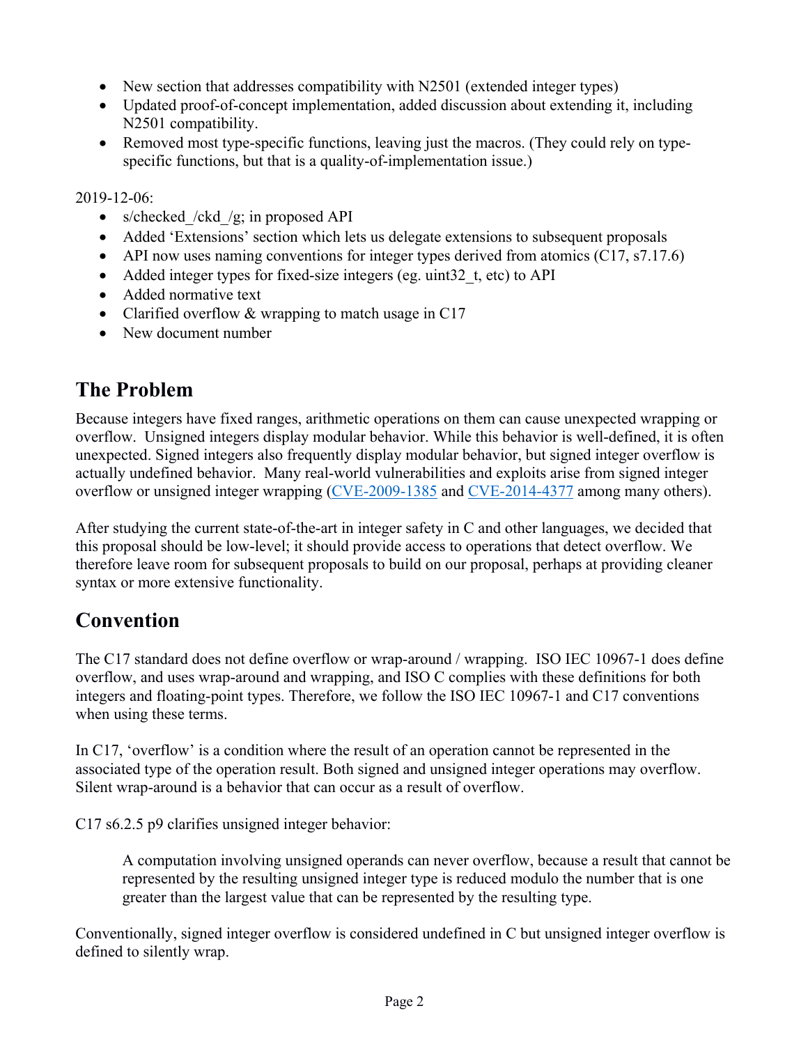- New section that addresses compatibility with N2501 (extended integer types)
- Updated proof-of-concept implementation, added discussion about extending it, including N2501 compatibility.
- Removed most type-specific functions, leaving just the macros. (They could rely on type-specific functions, but that is a quality-of-implementation issue.)

2019-12-06:

- s/checked_/ckd_/g; in proposed API
- Added 'Extensions' section which lets us delegate extensions to subsequent proposals
- API now uses naming conventions for integer types derived from atomics (C17, s7.17.6)
- Added integer types for fixed-size integers (eg. uint32_t, etc) to API
- Added normative text
- Clarified overflow & wrapping to match usage in C17
- New document number

## The Problem

Because integers have fixed ranges, arithmetic operations on them can cause unexpected wrapping or overflow. Unsigned integers display modular behavior. While this behavior is well-defined, it is often unexpected. Signed integers also frequently display modular behavior, but signed integer overflow is actually undefined behavior. Many real-world vulnerabilities and exploits arise from signed integer overflow or unsigned integer wrapping (CVE-2009-1385 and CVE-2014-4377 among many others).

After studying the current state-of-the-art in integer safety in C and other languages, we decided that this proposal should be low-level; it should provide access to operations that detect overflow. We therefore leave room for subsequent proposals to build on our proposal, perhaps at providing cleaner syntax or more extensive functionality.

## Convention

The C17 standard does not define overflow or wrap-around / wrapping. ISO IEC 10967-1 does define overflow, and uses wrap-around and wrapping, and ISO C complies with these definitions for both integers and floating-point types. Therefore, we follow the ISO IEC 10967-1 and C17 conventions when using these terms.

In C17, 'overflow' is a condition where the result of an operation cannot be represented in the associated type of the operation result. Both signed and unsigned integer operations may overflow. Silent wrap-around is a behavior that can occur as a result of overflow.

C17 s6.2.5 p9 clarifies unsigned integer behavior:

> A computation involving unsigned operands can never overflow, because a result that cannot be represented by the resulting unsigned integer type is reduced modulo the number that is one greater than the largest value that can be represented by the resulting type.

Conventionally, signed integer overflow is considered undefined in C but unsigned integer overflow is defined to silently wrap.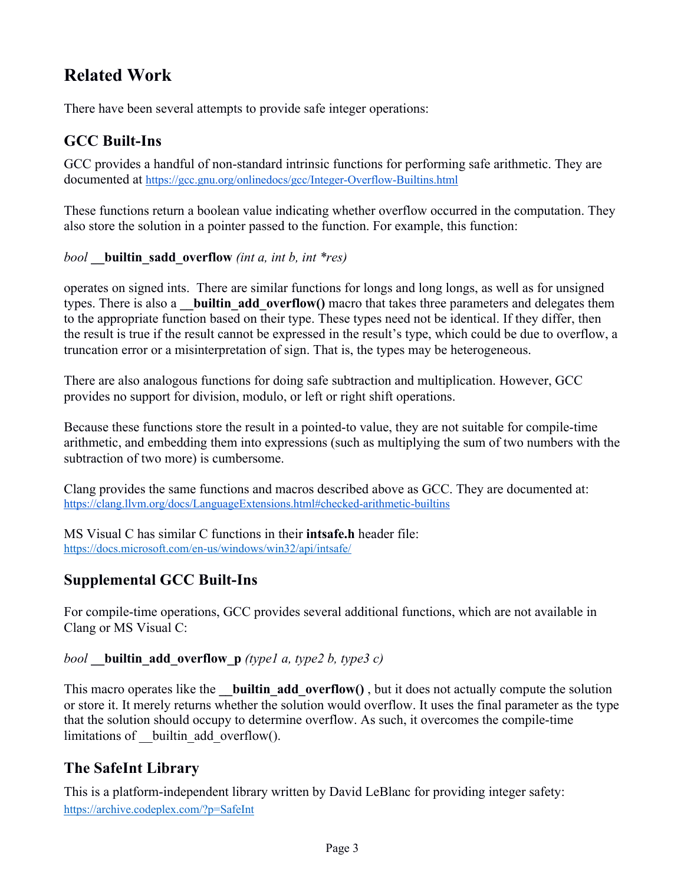# Related Work

There have been several attempts to provide safe integer operations:

## GCC Built-Ins

GCC provides a handful of non-standard intrinsic functions for performing safe arithmetic. They are documented at https://gcc.gnu.org/onlinedocs/gcc/Integer-Overflow-Builtins.html

These functions return a boolean value indicating whether overflow occurred in the computation. They also store the solution in a pointer passed to the function. For example, this function:

*bool* **__builtin_sadd_overflow** *(int a, int b, int *res)*

operates on signed ints. There are similar functions for longs and long longs, as well as for unsigned types. There is also a **__builtin_add_overflow()** macro that takes three parameters and delegates them to the appropriate function based on their type. These types need not be identical. If they differ, then the result is true if the result cannot be expressed in the result's type, which could be due to overflow, a truncation error or a misinterpretation of sign. That is, the types may be heterogeneous.

There are also analogous functions for doing safe subtraction and multiplication. However, GCC provides no support for division, modulo, or left or right shift operations.

Because these functions store the result in a pointed-to value, they are not suitable for compile-time arithmetic, and embedding them into expressions (such as multiplying the sum of two numbers with the subtraction of two more) is cumbersome.

Clang provides the same functions and macros described above as GCC. They are documented at: https://clang.llvm.org/docs/LanguageExtensions.html#checked-arithmetic-builtins

MS Visual C has similar C functions in their **intsafe.h** header file: https://docs.microsoft.com/en-us/windows/win32/api/intsafe/

## Supplemental GCC Built-Ins

For compile-time operations, GCC provides several additional functions, which are not available in Clang or MS Visual C:

*bool* **__builtin_add_overflow_p** *(type1 a, type2 b, type3 c)*

This macro operates like the **__builtin_add_overflow()** , but it does not actually compute the solution or store it. It merely returns whether the solution would overflow. It uses the final parameter as the type that the solution should occupy to determine overflow. As such, it overcomes the compile-time limitations of __builtin_add_overflow().

## The SafeInt Library

This is a platform-independent library written by David LeBlanc for providing integer safety: https://archive.codeplex.com/?p=SafeInt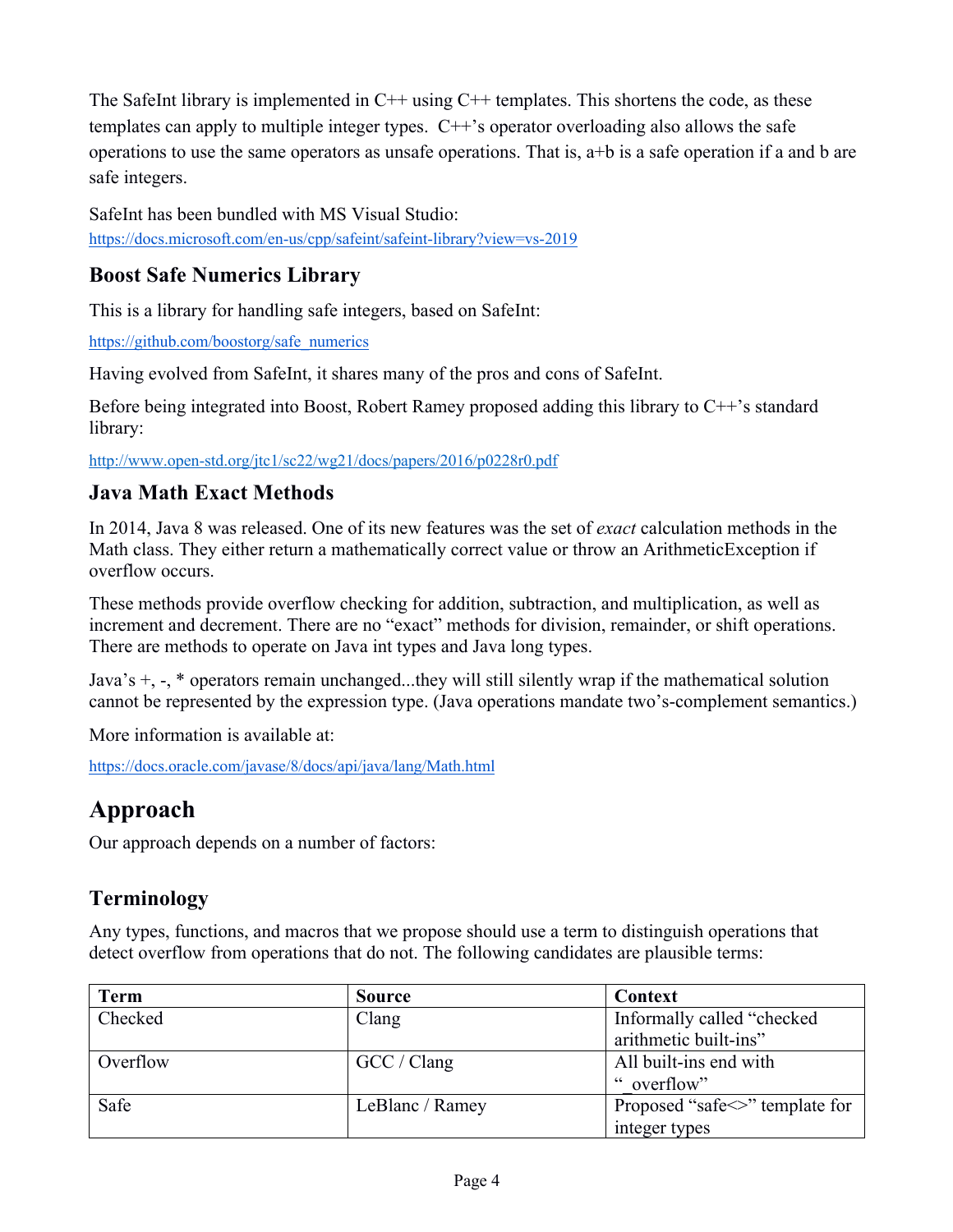The SafeInt library is implemented in C++ using C++ templates. This shortens the code, as these templates can apply to multiple integer types. C++'s operator overloading also allows the safe operations to use the same operators as unsafe operations. That is, a+b is a safe operation if a and b are safe integers.

SafeInt has been bundled with MS Visual Studio:
https://docs.microsoft.com/en-us/cpp/safeint/safeint-library?view=vs-2019

### Boost Safe Numerics Library

This is a library for handling safe integers, based on SafeInt:

https://github.com/boostorg/safe_numerics

Having evolved from SafeInt, it shares many of the pros and cons of SafeInt.

Before being integrated into Boost, Robert Ramey proposed adding this library to C++'s standard library:

http://www.open-std.org/jtc1/sc22/wg21/docs/papers/2016/p0228r0.pdf

### Java Math Exact Methods

In 2014, Java 8 was released. One of its new features was the set of *exact* calculation methods in the Math class. They either return a mathematically correct value or throw an ArithmeticException if overflow occurs.

These methods provide overflow checking for addition, subtraction, and multiplication, as well as increment and decrement. There are no "exact" methods for division, remainder, or shift operations. There are methods to operate on Java int types and Java long types.

Java's +, -, * operators remain unchanged...they will still silently wrap if the mathematical solution cannot be represented by the expression type. (Java operations mandate two's-complement semantics.)

More information is available at:

https://docs.oracle.com/javase/8/docs/api/java/lang/Math.html

## Approach

Our approach depends on a number of factors:

### Terminology

Any types, functions, and macros that we propose should use a term to distinguish operations that detect overflow from operations that do not. The following candidates are plausible terms:

| Term | Source | Context |
|---|---|---|
| Checked | Clang | Informally called "checked arithmetic built-ins" |
| Overflow | GCC / Clang | All built-ins end with "_overflow" |
| Safe | LeBlanc / Ramey | Proposed "safe<>" template for integer types |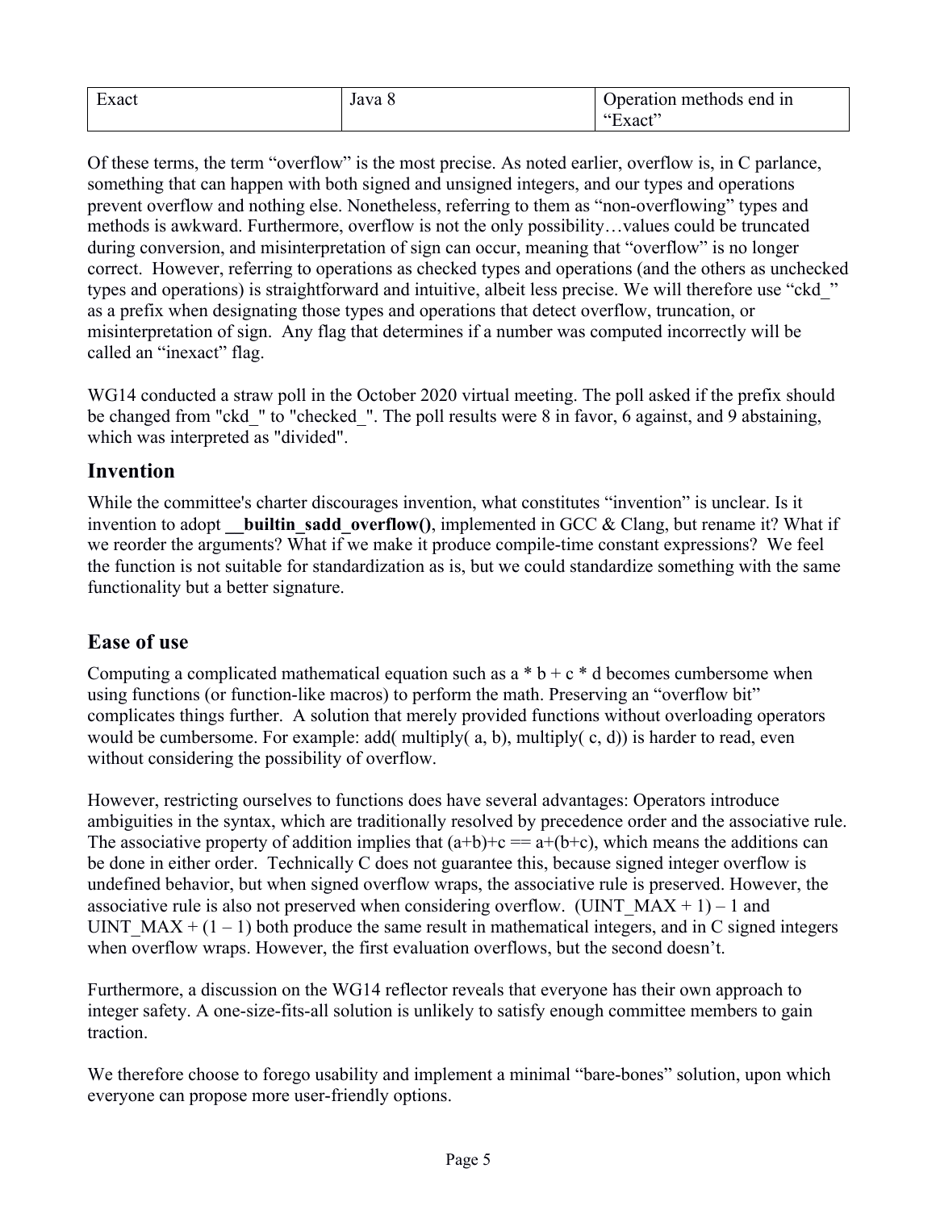| Exact | Java 8 | Operation methods end in "Exact" |
|---|---|---|

Of these terms, the term "overflow" is the most precise. As noted earlier, overflow is, in C parlance, something that can happen with both signed and unsigned integers, and our types and operations prevent overflow and nothing else. Nonetheless, referring to them as "non-overflowing" types and methods is awkward. Furthermore, overflow is not the only possibility…values could be truncated during conversion, and misinterpretation of sign can occur, meaning that "overflow" is no longer correct. However, referring to operations as checked types and operations (and the others as unchecked types and operations) is straightforward and intuitive, albeit less precise. We will therefore use "ckd_" as a prefix when designating those types and operations that detect overflow, truncation, or misinterpretation of sign. Any flag that determines if a number was computed incorrectly will be called an "inexact" flag.

WG14 conducted a straw poll in the October 2020 virtual meeting. The poll asked if the prefix should be changed from "ckd_" to "checked_". The poll results were 8 in favor, 6 against, and 9 abstaining, which was interpreted as "divided".

## Invention

While the committee's charter discourages invention, what constitutes "invention" is unclear. Is it invention to adopt **__builtin_sadd_overflow()**, implemented in GCC & Clang, but rename it? What if we reorder the arguments? What if we make it produce compile-time constant expressions? We feel the function is not suitable for standardization as is, but we could standardize something with the same functionality but a better signature.

## Ease of use

Computing a complicated mathematical equation such as a * b + c * d becomes cumbersome when using functions (or function-like macros) to perform the math. Preserving an "overflow bit" complicates things further. A solution that merely provided functions without overloading operators would be cumbersome. For example: add( multiply( a, b), multiply( c, d)) is harder to read, even without considering the possibility of overflow.

However, restricting ourselves to functions does have several advantages: Operators introduce ambiguities in the syntax, which are traditionally resolved by precedence order and the associative rule. The associative property of addition implies that (a+b)+c == a+(b+c), which means the additions can be done in either order. Technically C does not guarantee this, because signed integer overflow is undefined behavior, but when signed overflow wraps, the associative rule is preserved. However, the associative rule is also not preserved when considering overflow. (UINT_MAX + 1) – 1 and UINT_MAX + (1 – 1) both produce the same result in mathematical integers, and in C signed integers when overflow wraps. However, the first evaluation overflows, but the second doesn't.

Furthermore, a discussion on the WG14 reflector reveals that everyone has their own approach to integer safety. A one-size-fits-all solution is unlikely to satisfy enough committee members to gain traction.

We therefore choose to forego usability and implement a minimal "bare-bones" solution, upon which everyone can propose more user-friendly options.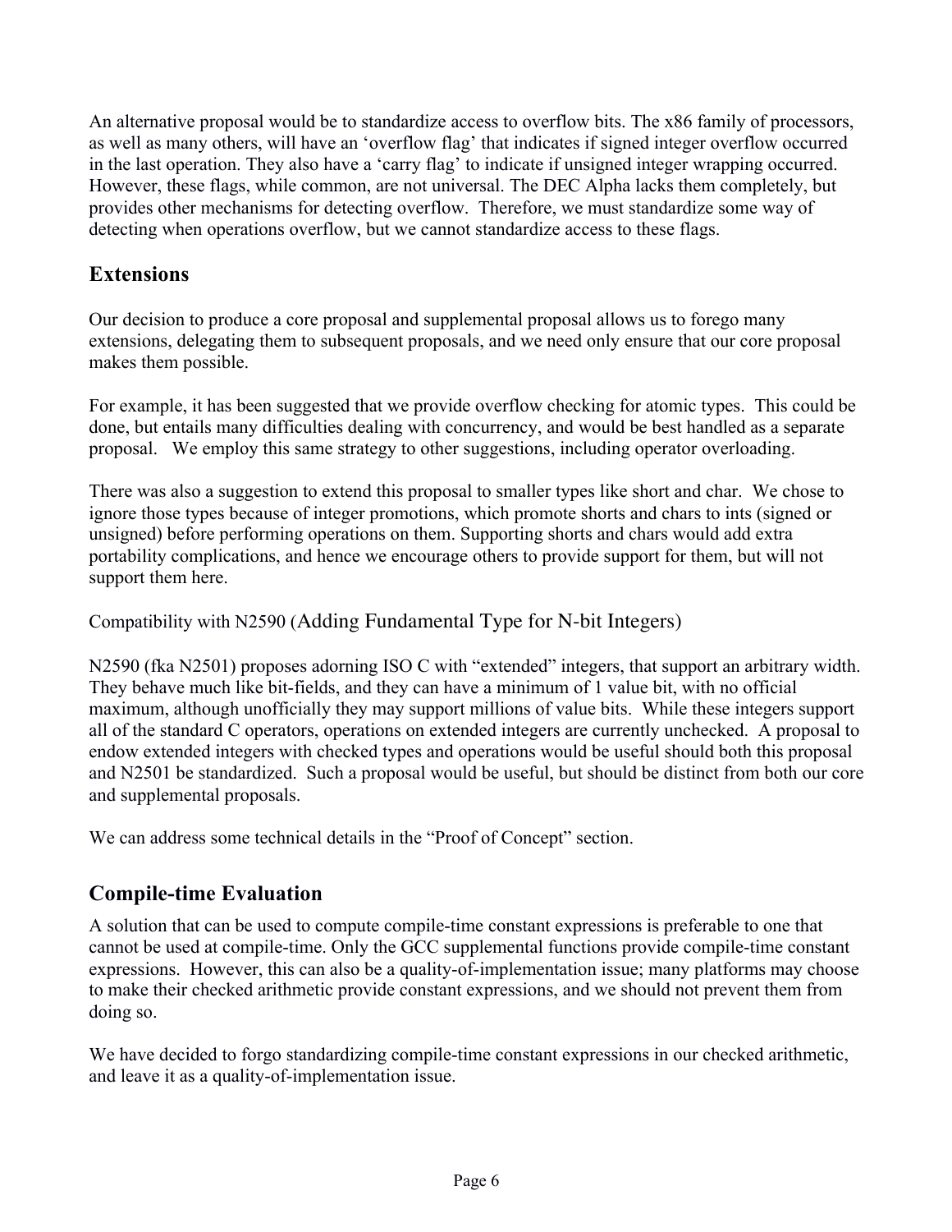An alternative proposal would be to standardize access to overflow bits. The x86 family of processors, as well as many others, will have an 'overflow flag' that indicates if signed integer overflow occurred in the last operation. They also have a 'carry flag' to indicate if unsigned integer wrapping occurred. However, these flags, while common, are not universal. The DEC Alpha lacks them completely, but provides other mechanisms for detecting overflow. Therefore, we must standardize some way of detecting when operations overflow, but we cannot standardize access to these flags.

## Extensions

Our decision to produce a core proposal and supplemental proposal allows us to forego many extensions, delegating them to subsequent proposals, and we need only ensure that our core proposal makes them possible.

For example, it has been suggested that we provide overflow checking for atomic types. This could be done, but entails many difficulties dealing with concurrency, and would be best handled as a separate proposal. We employ this same strategy to other suggestions, including operator overloading.

There was also a suggestion to extend this proposal to smaller types like short and char. We chose to ignore those types because of integer promotions, which promote shorts and chars to ints (signed or unsigned) before performing operations on them. Supporting shorts and chars would add extra portability complications, and hence we encourage others to provide support for them, but will not support them here.

Compatibility with N2590 (Adding Fundamental Type for N-bit Integers)

N2590 (fka N2501) proposes adorning ISO C with "extended" integers, that support an arbitrary width. They behave much like bit-fields, and they can have a minimum of 1 value bit, with no official maximum, although unofficially they may support millions of value bits. While these integers support all of the standard C operators, operations on extended integers are currently unchecked. A proposal to endow extended integers with checked types and operations would be useful should both this proposal and N2501 be standardized. Such a proposal would be useful, but should be distinct from both our core and supplemental proposals.

We can address some technical details in the "Proof of Concept" section.

## Compile-time Evaluation

A solution that can be used to compute compile-time constant expressions is preferable to one that cannot be used at compile-time. Only the GCC supplemental functions provide compile-time constant expressions. However, this can also be a quality-of-implementation issue; many platforms may choose to make their checked arithmetic provide constant expressions, and we should not prevent them from doing so.

We have decided to forgo standardizing compile-time constant expressions in our checked arithmetic, and leave it as a quality-of-implementation issue.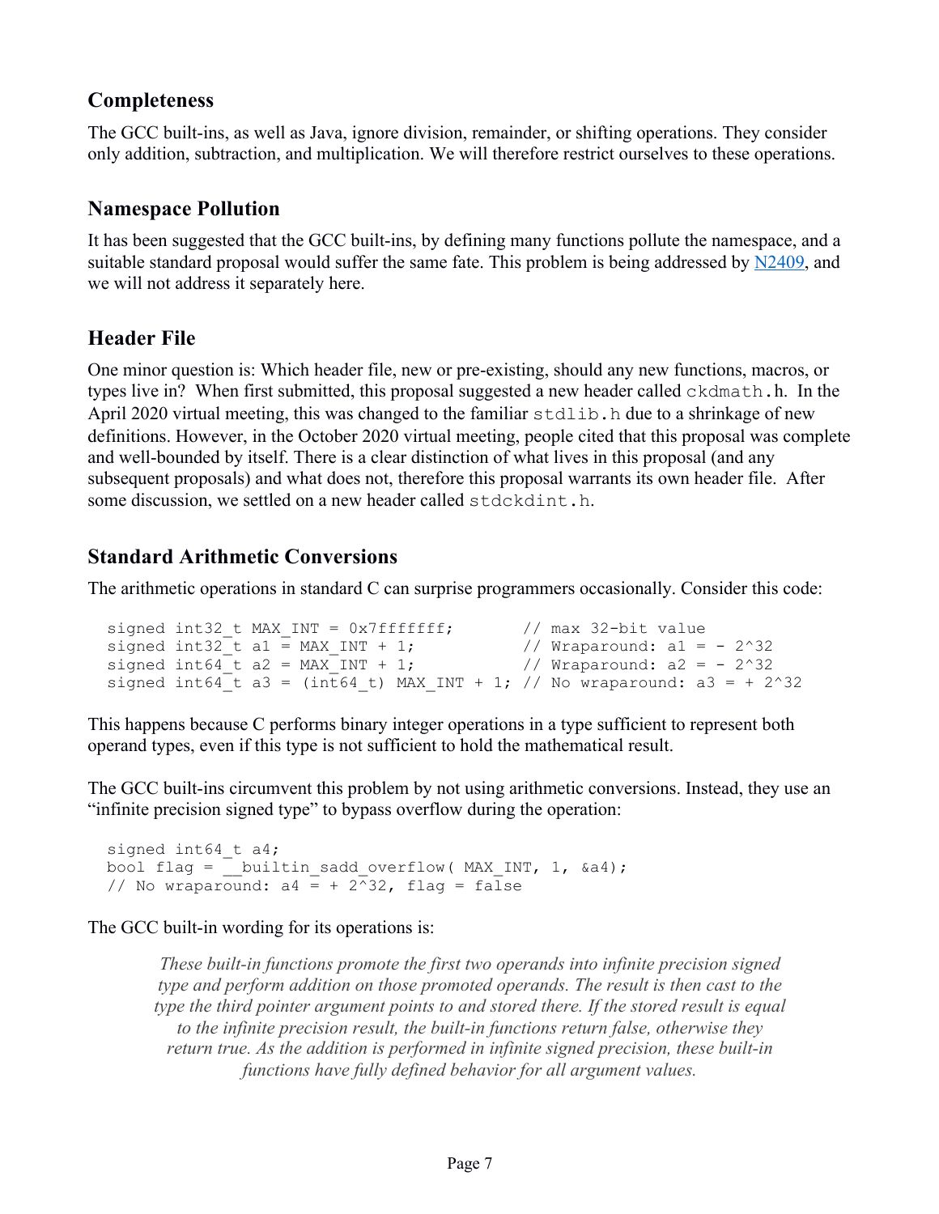## Completeness

The GCC built-ins, as well as Java, ignore division, remainder, or shifting operations. They consider only addition, subtraction, and multiplication. We will therefore restrict ourselves to these operations.

## Namespace Pollution

It has been suggested that the GCC built-ins, by defining many functions pollute the namespace, and a suitable standard proposal would suffer the same fate. This problem is being addressed by N2409, and we will not address it separately here.

## Header File

One minor question is: Which header file, new or pre-existing, should any new functions, macros, or types live in? When first submitted, this proposal suggested a new header called `ckdmath.h`. In the April 2020 virtual meeting, this was changed to the familiar `stdlib.h` due to a shrinkage of new definitions. However, in the October 2020 virtual meeting, people cited that this proposal was complete and well-bounded by itself. There is a clear distinction of what lives in this proposal (and any subsequent proposals) and what does not, therefore this proposal warrants its own header file. After some discussion, we settled on a new header called `stdckdint.h`.

## Standard Arithmetic Conversions

The arithmetic operations in standard C can surprise programmers occasionally. Consider this code:

```
signed int32_t MAX_INT = 0x7fffffff;       // max 32-bit value
signed int32_t a1 = MAX_INT + 1;           // Wraparound: a1 = - 2^32
signed int64_t a2 = MAX_INT + 1;           // Wraparound: a2 = - 2^32
signed int64_t a3 = (int64_t) MAX_INT + 1; // No wraparound: a3 = + 2^32
```

This happens because C performs binary integer operations in a type sufficient to represent both operand types, even if this type is not sufficient to hold the mathematical result.

The GCC built-ins circumvent this problem by not using arithmetic conversions. Instead, they use an “infinite precision signed type” to bypass overflow during the operation:

```
signed int64_t a4;
bool flag = __builtin_sadd_overflow( MAX_INT, 1, &a4);
// No wraparound: a4 = + 2^32, flag = false
```

The GCC built-in wording for its operations is:

> *These built-in functions promote the first two operands into infinite precision signed type and perform addition on those promoted operands. The result is then cast to the type the third pointer argument points to and stored there. If the stored result is equal to the infinite precision result, the built-in functions return false, otherwise they return true. As the addition is performed in infinite signed precision, these built-in functions have fully defined behavior for all argument values.*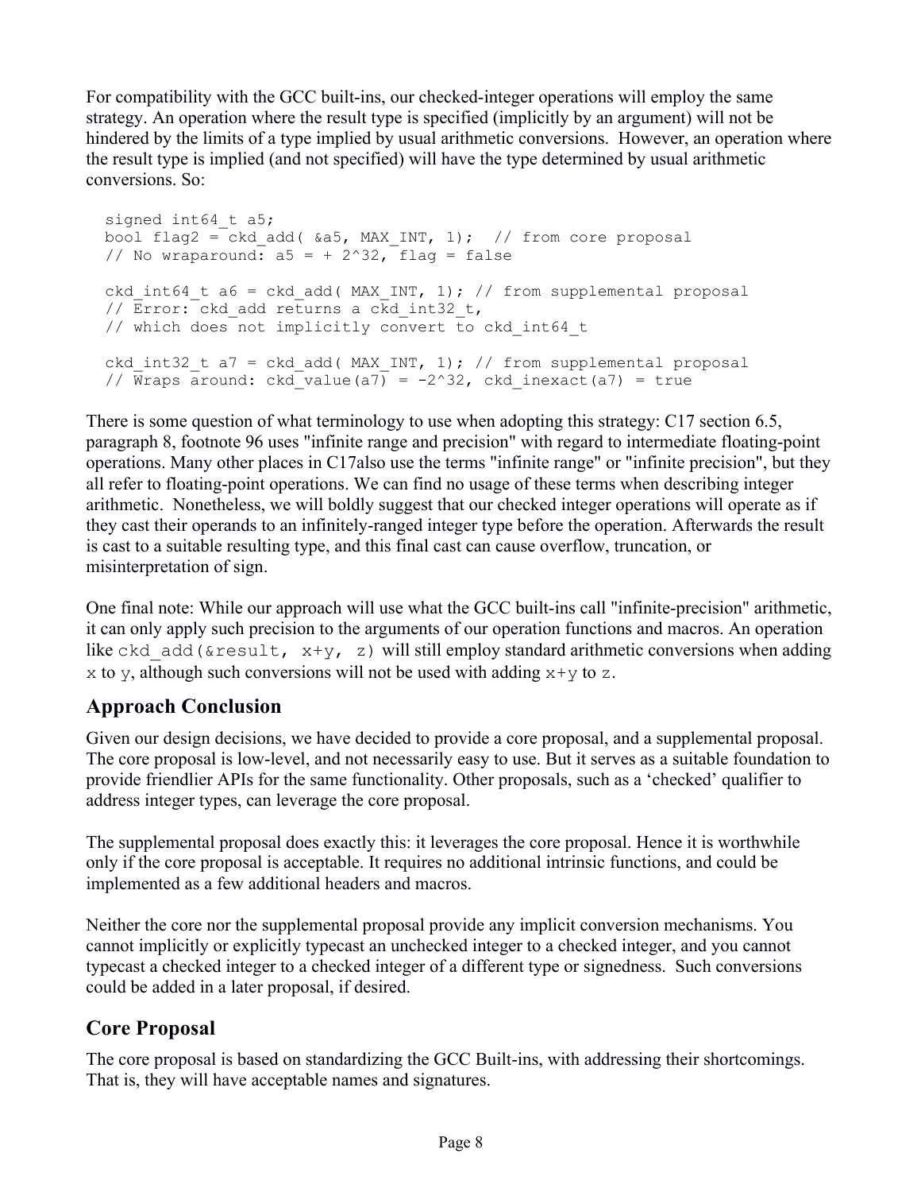For compatibility with the GCC built-ins, our checked-integer operations will employ the same strategy. An operation where the result type is specified (implicitly by an argument) will not be hindered by the limits of a type implied by usual arithmetic conversions. However, an operation where the result type is implied (and not specified) will have the type determined by usual arithmetic conversions. So:

```
signed int64_t a5;
bool flag2 = ckd_add( &a5, MAX_INT, 1);  // from core proposal
// No wraparound: a5 = + 2^32, flag = false

ckd_int64_t a6 = ckd_add( MAX_INT, 1); // from supplemental proposal
// Error: ckd_add returns a ckd_int32_t,
// which does not implicitly convert to ckd_int64_t

ckd_int32_t a7 = ckd_add( MAX_INT, 1); // from supplemental proposal
// Wraps around: ckd_value(a7) = -2^32, ckd_inexact(a7) = true
```

There is some question of what terminology to use when adopting this strategy: C17 section 6.5, paragraph 8, footnote 96 uses "infinite range and precision" with regard to intermediate floating-point operations. Many other places in C17also use the terms "infinite range" or "infinite precision", but they all refer to floating-point operations. We can find no usage of these terms when describing integer arithmetic. Nonetheless, we will boldly suggest that our checked integer operations will operate as if they cast their operands to an infinitely-ranged integer type before the operation. Afterwards the result is cast to a suitable resulting type, and this final cast can cause overflow, truncation, or misinterpretation of sign.

One final note: While our approach will use what the GCC built-ins call "infinite-precision" arithmetic, it can only apply such precision to the arguments of our operation functions and macros. An operation like `ckd_add(&result, x+y, z)` will still employ standard arithmetic conversions when adding `x` to `y`, although such conversions will not be used with adding `x+y` to `z`.

## Approach Conclusion

Given our design decisions, we have decided to provide a core proposal, and a supplemental proposal. The core proposal is low-level, and not necessarily easy to use. But it serves as a suitable foundation to provide friendlier APIs for the same functionality. Other proposals, such as a 'checked' qualifier to address integer types, can leverage the core proposal.

The supplemental proposal does exactly this: it leverages the core proposal. Hence it is worthwhile only if the core proposal is acceptable. It requires no additional intrinsic functions, and could be implemented as a few additional headers and macros.

Neither the core nor the supplemental proposal provide any implicit conversion mechanisms. You cannot implicitly or explicitly typecast an unchecked integer to a checked integer, and you cannot typecast a checked integer to a checked integer of a different type or signedness. Such conversions could be added in a later proposal, if desired.

## Core Proposal

The core proposal is based on standardizing the GCC Built-ins, with addressing their shortcomings. That is, they will have acceptable names and signatures.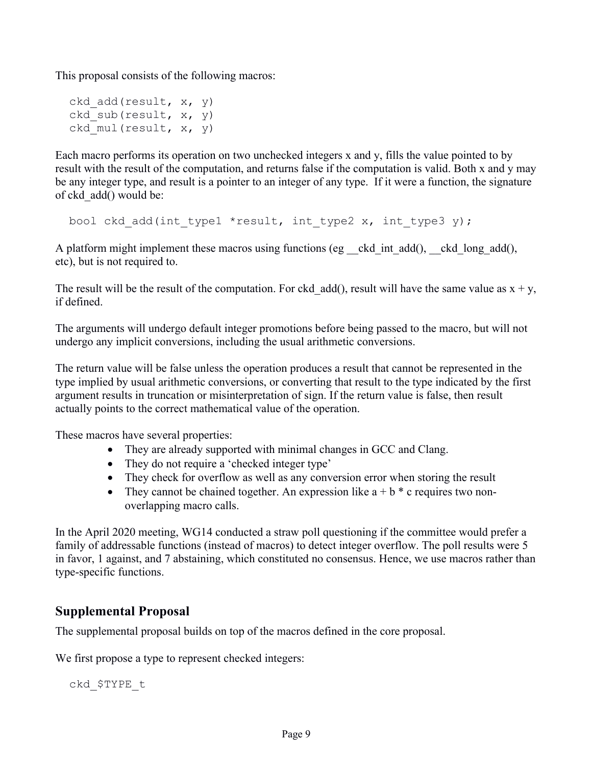This proposal consists of the following macros:

```
ckd_add(result, x, y)
ckd_sub(result, x, y)
ckd_mul(result, x, y)
```

Each macro performs its operation on two unchecked integers x and y, fills the value pointed to by result with the result of the computation, and returns false if the computation is valid. Both x and y may be any integer type, and result is a pointer to an integer of any type. If it were a function, the signature of ckd_add() would be:

```
bool ckd_add(int_type1 *result, int_type2 x, int_type3 y);
```

A platform might implement these macros using functions (eg __ckd_int_add(), __ckd_long_add(), etc), but is not required to.

The result will be the result of the computation. For ckd_add(), result will have the same value as x + y, if defined.

The arguments will undergo default integer promotions before being passed to the macro, but will not undergo any implicit conversions, including the usual arithmetic conversions.

The return value will be false unless the operation produces a result that cannot be represented in the type implied by usual arithmetic conversions, or converting that result to the type indicated by the first argument results in truncation or misinterpretation of sign. If the return value is false, then result actually points to the correct mathematical value of the operation.

These macros have several properties:

- They are already supported with minimal changes in GCC and Clang.
- They do not require a 'checked integer type'
- They check for overflow as well as any conversion error when storing the result
- They cannot be chained together. An expression like a + b * c requires two non-overlapping macro calls.

In the April 2020 meeting, WG14 conducted a straw poll questioning if the committee would prefer a family of addressable functions (instead of macros) to detect integer overflow. The poll results were 5 in favor, 1 against, and 7 abstaining, which constituted no consensus. Hence, we use macros rather than type-specific functions.

## Supplemental Proposal

The supplemental proposal builds on top of the macros defined in the core proposal.

We first propose a type to represent checked integers:

```
ckd_$TYPE_t
```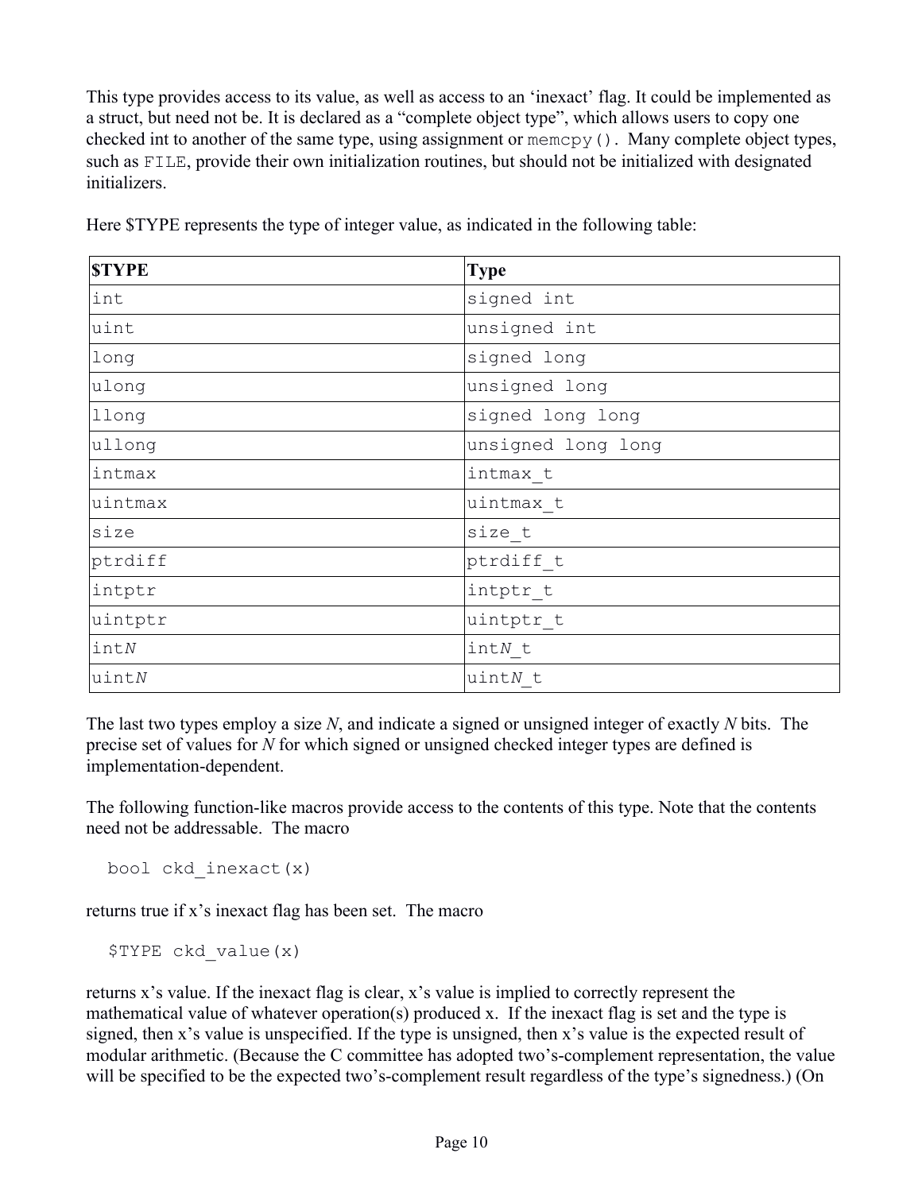This type provides access to its value, as well as access to an 'inexact' flag. It could be implemented as a struct, but need not be. It is declared as a "complete object type", which allows users to copy one checked int to another of the same type, using assignment or `memcpy()`. Many complete object types, such as `FILE`, provide their own initialization routines, but should not be initialized with designated initializers.

Here $TYPE represents the type of integer value, as indicated in the following table:

| **$TYPE** | **Type** |
|---|---|
| `int` | `signed int` |
| `uint` | `unsigned int` |
| `long` | `signed long` |
| `ulong` | `unsigned long` |
| `llong` | `signed long long` |
| `ullong` | `unsigned long long` |
| `intmax` | `intmax_t` |
| `uintmax` | `uintmax_t` |
| `size` | `size_t` |
| `ptrdiff` | `ptrdiff_t` |
| `intptr` | `intptr_t` |
| `uintptr` | `uintptr_t` |
| `int`*N* | `int`*N*`_t` |
| `uint`*N* | `uint`*N*`_t` |

The last two types employ a size *N*, and indicate a signed or unsigned integer of exactly *N* bits. The precise set of values for *N* for which signed or unsigned checked integer types are defined is implementation-dependent.

The following function-like macros provide access to the contents of this type. Note that the contents need not be addressable. The macro

```
bool ckd_inexact(x)
```

returns true if x's inexact flag has been set. The macro

```
$TYPE ckd_value(x)
```

returns x's value. If the inexact flag is clear, x's value is implied to correctly represent the mathematical value of whatever operation(s) produced x. If the inexact flag is set and the type is signed, then x's value is unspecified. If the type is unsigned, then x's value is the expected result of modular arithmetic. (Because the C committee has adopted two's-complement representation, the value will be specified to be the expected two's-complement result regardless of the type's signedness.) (On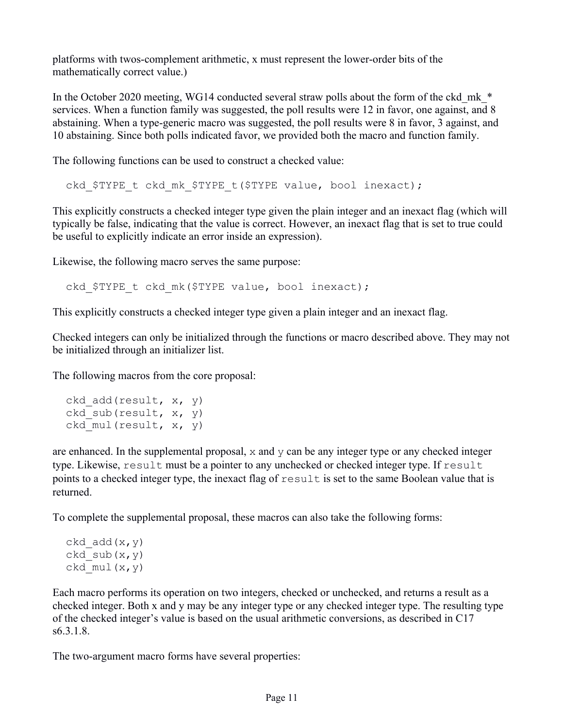platforms with twos-complement arithmetic, x must represent the lower-order bits of the mathematically correct value.)

In the October 2020 meeting, WG14 conducted several straw polls about the form of the ckd_mk_* services. When a function family was suggested, the poll results were 12 in favor, one against, and 8 abstaining. When a type-generic macro was suggested, the poll results were 8 in favor, 3 against, and 10 abstaining. Since both polls indicated favor, we provided both the macro and function family.

The following functions can be used to construct a checked value:

```
ckd_$TYPE_t ckd_mk_$TYPE_t($TYPE value, bool inexact);
```

This explicitly constructs a checked integer type given the plain integer and an inexact flag (which will typically be false, indicating that the value is correct. However, an inexact flag that is set to true could be useful to explicitly indicate an error inside an expression).

Likewise, the following macro serves the same purpose:

```
ckd_$TYPE_t ckd_mk($TYPE value, bool inexact);
```

This explicitly constructs a checked integer type given a plain integer and an inexact flag.

Checked integers can only be initialized through the functions or macro described above. They may not be initialized through an initializer list.

The following macros from the core proposal:

```
ckd_add(result, x, y)
ckd_sub(result, x, y)
ckd_mul(result, x, y)
```

are enhanced. In the supplemental proposal, `x` and `y` can be any integer type or any checked integer type. Likewise, `result` must be a pointer to any unchecked or checked integer type. If `result` points to a checked integer type, the inexact flag of `result` is set to the same Boolean value that is returned.

To complete the supplemental proposal, these macros can also take the following forms:

```
ckd_add(x,y)
ckd_sub(x,y)
ckd_mul(x,y)
```

Each macro performs its operation on two integers, checked or unchecked, and returns a result as a checked integer. Both x and y may be any integer type or any checked integer type. The resulting type of the checked integer's value is based on the usual arithmetic conversions, as described in C17 s6.3.1.8.

The two-argument macro forms have several properties: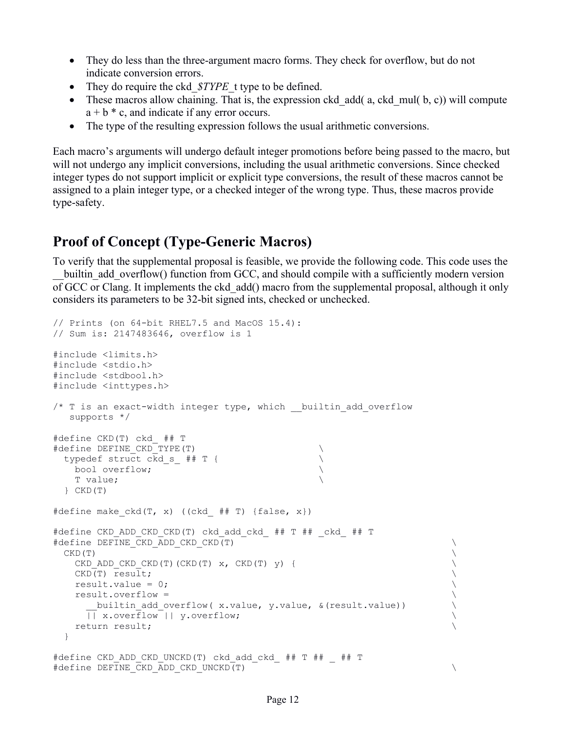- They do less than the three-argument macro forms. They check for overflow, but do not indicate conversion errors.
- They do require the ckd_*$TYPE*_t type to be defined.
- These macros allow chaining. That is, the expression ckd_add( a, ckd_mul( b, c)) will compute a + b * c, and indicate if any error occurs.
- The type of the resulting expression follows the usual arithmetic conversions.

Each macro's arguments will undergo default integer promotions before being passed to the macro, but will not undergo any implicit conversions, including the usual arithmetic conversions. Since checked integer types do not support implicit or explicit type conversions, the result of these macros cannot be assigned to a plain integer type, or a checked integer of the wrong type. Thus, these macros provide type-safety.

## Proof of Concept (Type-Generic Macros)

To verify that the supplemental proposal is feasible, we provide the following code. This code uses the __builtin_add_overflow() function from GCC, and should compile with a sufficiently modern version of GCC or Clang. It implements the ckd_add() macro from the supplemental proposal, although it only considers its parameters to be 32-bit signed ints, checked or unchecked.

```
// Prints (on 64-bit RHEL7.5 and MacOS 15.4):
// Sum is: 2147483646, overflow is 1

#include <limits.h>
#include <stdio.h>
#include <stdbool.h>
#include <inttypes.h>

/* T is an exact-width integer type, which __builtin_add_overflow
   supports */

#define CKD(T) ckd_ ## T
#define DEFINE_CKD_TYPE(T)                      \
  typedef struct ckd_s_ ## T {                  \
    bool overflow;                              \
    T value;                                    \
  } CKD(T)

#define make_ckd(T, x) ((ckd_ ## T) {false, x})

#define CKD_ADD_CKD_CKD(T) ckd_add_ckd_ ## T ## _ckd_ ## T
#define DEFINE_CKD_ADD_CKD_CKD(T)                                   \
  CKD(T)                                                            \
    CKD_ADD_CKD_CKD(T)(CKD(T) x, CKD(T) y) {                        \
    CKD(T) result;                                                  \
    result.value = 0;                                               \
    result.overflow =                                               \
      __builtin_add_overflow( x.value, y.value, &(result.value))    \
      || x.overflow || y.overflow;                                  \
    return result;                                                  \
  }

#define CKD_ADD_CKD_UNCKD(T) ckd_add_ckd_ ## T ## _ ## T
#define DEFINE_CKD_ADD_CKD_UNCKD(T)                                 \
```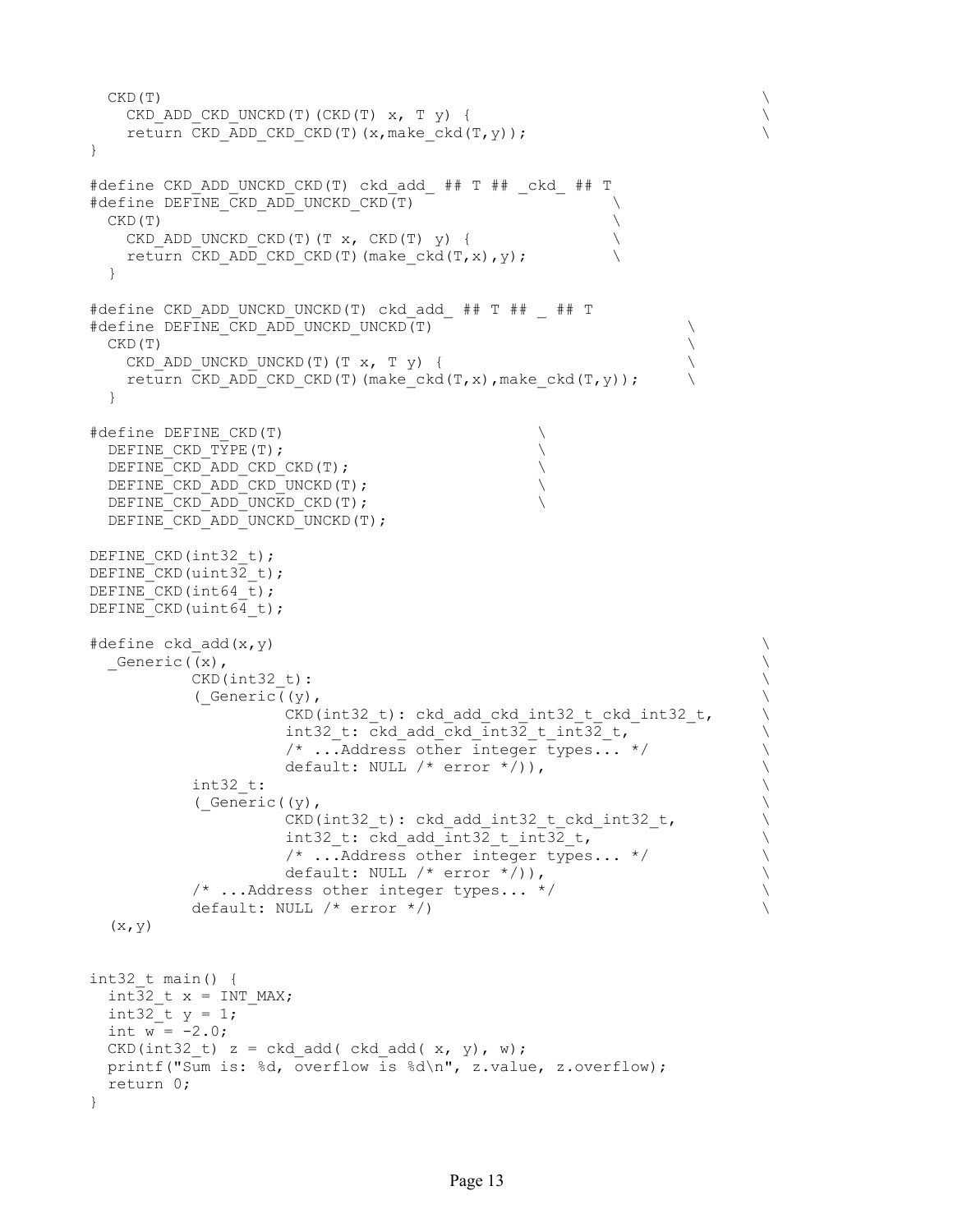```
  CKD(T)                                                              \
    CKD_ADD_CKD_UNCKD(T)(CKD(T) x, T y) {                             \
    return CKD_ADD_CKD_CKD(T)(x,make_ckd(T,y));                       \
}

#define CKD_ADD_UNCKD_CKD(T) ckd_add_ ## T ## _ckd_ ## T
#define DEFINE_CKD_ADD_UNCKD_CKD(T)                        \
  CKD(T)                                                   \
    CKD_ADD_UNCKD_CKD(T)(T x, CKD(T) y) {                  \
    return CKD_ADD_CKD_CKD(T)(make_ckd(T,x),y);            \
  }

#define CKD_ADD_UNCKD_UNCKD(T) ckd_add_ ## T ## _ ## T
#define DEFINE_CKD_ADD_UNCKD_UNCKD(T)                              \
  CKD(T)                                                           \
    CKD_ADD_UNCKD_UNCKD(T)(T x, T y) {                             \
    return CKD_ADD_CKD_CKD(T)(make_ckd(T,x),make_ckd(T,y));        \
  }

#define DEFINE_CKD(T)                            \
  DEFINE_CKD_TYPE(T);                            \
  DEFINE_CKD_ADD_CKD_CKD(T);                     \
  DEFINE_CKD_ADD_CKD_UNCKD(T);                   \
  DEFINE_CKD_ADD_UNCKD_CKD(T);                   \
  DEFINE_CKD_ADD_UNCKD_UNCKD(T);

DEFINE_CKD(int32_t);
DEFINE_CKD(uint32_t);
DEFINE_CKD(int64_t);
DEFINE_CKD(uint64_t);

#define ckd_add(x,y)                                                  \
  _Generic((x),                                                       \
          CKD(int32_t):                                               \
          (_Generic((y),                                              \
                   CKD(int32_t): ckd_add_ckd_int32_t_ckd_int32_t,     \
                   int32_t: ckd_add_ckd_int32_t_int32_t,              \
                   /* ...Address other integer types... */            \
                   default: NULL /* error */)),                       \
          int32_t:                                                    \
          (_Generic((y),                                              \
                   CKD(int32_t): ckd_add_int32_t_ckd_int32_t,         \
                   int32_t: ckd_add_int32_t_int32_t,                  \
                   /* ...Address other integer types... */            \
                   default: NULL /* error */)),                       \
          /* ...Address other integer types... */                     \
          default: NULL /* error */)                                  \
  (x,y)


int32_t main() {
  int32_t x = INT_MAX;
  int32_t y = 1;
  int w = -2.0;
  CKD(int32_t) z = ckd_add( ckd_add( x, y), w);
  printf("Sum is: %d, overflow is %d\n", z.value, z.overflow);
  return 0;
}
```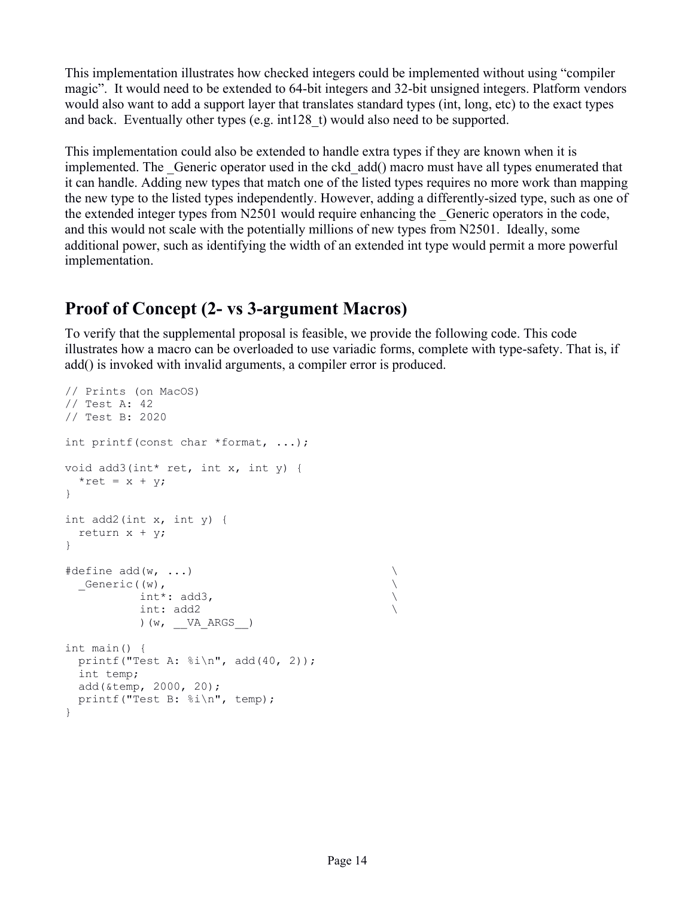This implementation illustrates how checked integers could be implemented without using "compiler magic". It would need to be extended to 64-bit integers and 32-bit unsigned integers. Platform vendors would also want to add a support layer that translates standard types (int, long, etc) to the exact types and back. Eventually other types (e.g. int128_t) would also need to be supported.

This implementation could also be extended to handle extra types if they are known when it is implemented. The _Generic operator used in the ckd_add() macro must have all types enumerated that it can handle. Adding new types that match one of the listed types requires no more work than mapping the new type to the listed types independently. However, adding a differently-sized type, such as one of the extended integer types from N2501 would require enhancing the _Generic operators in the code, and this would not scale with the potentially millions of new types from N2501. Ideally, some additional power, such as identifying the width of an extended int type would permit a more powerful implementation.

## Proof of Concept (2- vs 3-argument Macros)

To verify that the supplemental proposal is feasible, we provide the following code. This code illustrates how a macro can be overloaded to use variadic forms, complete with type-safety. That is, if add() is invoked with invalid arguments, a compiler error is produced.

```
// Prints (on MacOS)
// Test A: 42
// Test B: 2020

int printf(const char *format, ...);

void add3(int* ret, int x, int y) {
  *ret = x + y;
}

int add2(int x, int y) {
  return x + y;
}

#define add(w, ...)                                \
  _Generic((w),                                    \
           int*: add3,                             \
           int: add2                               \
           )(w, __VA_ARGS__)

int main() {
  printf("Test A: %i\n", add(40, 2));
  int temp;
  add(&temp, 2000, 20);
  printf("Test B: %i\n", temp);
}
```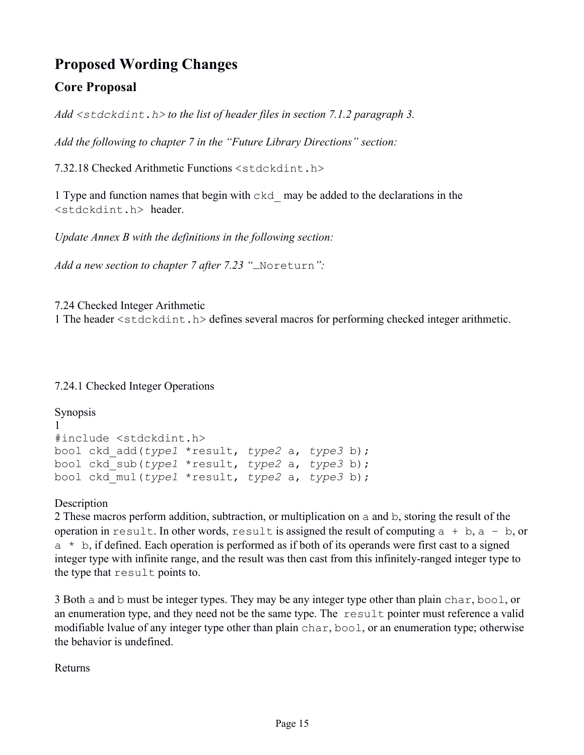# Proposed Wording Changes

## Core Proposal

*Add `<stdckdint.h>` to the list of header files in section 7.1.2 paragraph 3.*

*Add the following to chapter 7 in the "Future Library Directions" section:*

7.32.18 Checked Arithmetic Functions `<stdckdint.h>`

1 Type and function names that begin with `ckd_` may be added to the declarations in the `<stdckdint.h>` header.

*Update Annex B with the definitions in the following section:*

*Add a new section to chapter 7 after 7.23 "`_Noreturn`":*

7.24 Checked Integer Arithmetic

1 The header `<stdckdint.h>` defines several macros for performing checked integer arithmetic.

7.24.1 Checked Integer Operations

Synopsis

1

```
#include <stdckdint.h>
bool ckd_add(type1 *result, type2 a, type3 b);
bool ckd_sub(type1 *result, type2 a, type3 b);
bool ckd_mul(type1 *result, type2 a, type3 b);
```

Description

2 These macros perform addition, subtraction, or multiplication on `a` and `b`, storing the result of the operation in `result`. In other words, `result` is assigned the result of computing `a + b`, `a - b`, or `a * b`, if defined. Each operation is performed as if both of its operands were first cast to a signed integer type with infinite range, and the result was then cast from this infinitely-ranged integer type to the type that `result` points to.

3 Both `a` and `b` must be integer types. They may be any integer type other than plain `char`, `bool`, or an enumeration type, and they need not be the same type. The `result` pointer must reference a valid modifiable lvalue of any integer type other than plain `char`, `bool`, or an enumeration type; otherwise the behavior is undefined.

Returns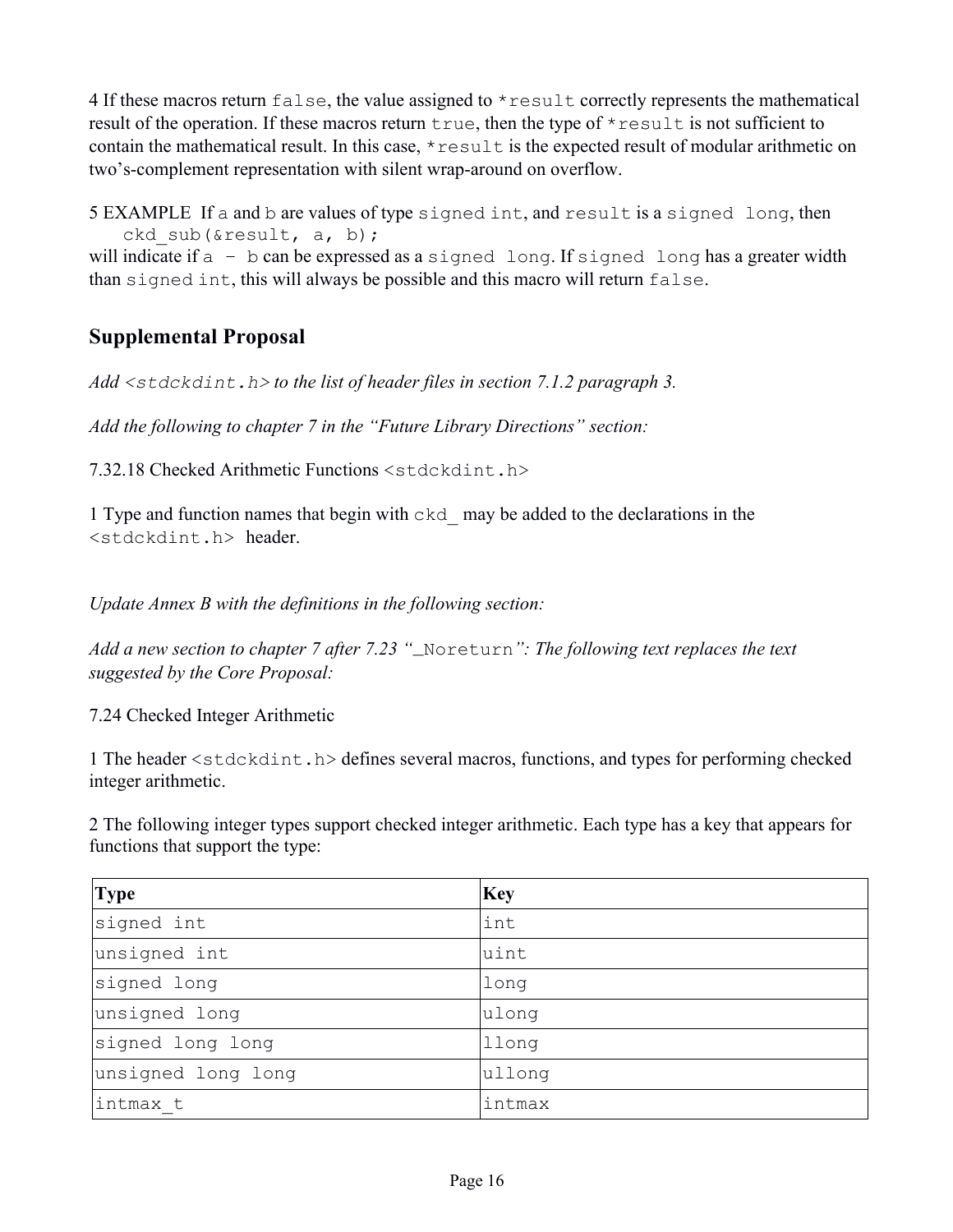4 If these macros return `false`, the value assigned to `*result` correctly represents the mathematical result of the operation. If these macros return `true`, then the type of `*result` is not sufficient to contain the mathematical result. In this case, `*result` is the expected result of modular arithmetic on two's-complement representation with silent wrap-around on overflow.

5 EXAMPLE If `a` and `b` are values of type `signed int`, and `result` is a `signed long`, then

```
ckd_sub(&result, a, b);
```

will indicate if `a - b` can be expressed as a `signed long`. If `signed long` has a greater width than `signed int`, this will always be possible and this macro will return `false`.

## Supplemental Proposal

*Add `<stdckdint.h>` to the list of header files in section 7.1.2 paragraph 3.*

*Add the following to chapter 7 in the "Future Library Directions" section:*

7.32.18 Checked Arithmetic Functions `<stdckdint.h>`

1 Type and function names that begin with `ckd_` may be added to the declarations in the `<stdckdint.h>` header.

*Update Annex B with the definitions in the following section:*

*Add a new section to chapter 7 after 7.23 "`_Noreturn`": The following text replaces the text suggested by the Core Proposal:*

7.24 Checked Integer Arithmetic

1 The header `<stdckdint.h>` defines several macros, functions, and types for performing checked integer arithmetic.

2 The following integer types support checked integer arithmetic. Each type has a key that appears for functions that support the type:

| **Type** | **Key** |
|---|---|
| `signed int` | `int` |
| `unsigned int` | `uint` |
| `signed long` | `long` |
| `unsigned long` | `ulong` |
| `signed long long` | `llong` |
| `unsigned long long` | `ullong` |
| `intmax_t` | `intmax` |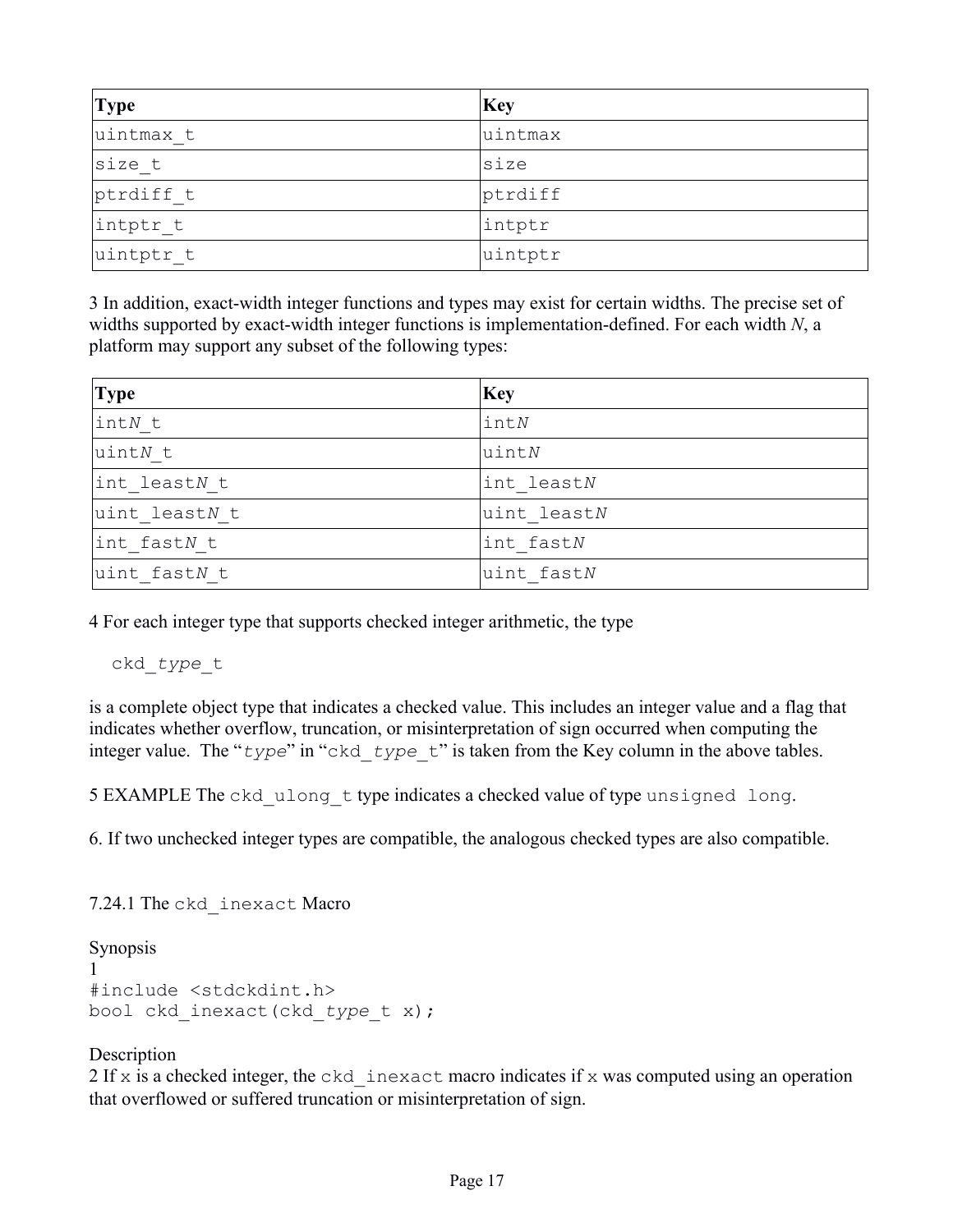| **Type** | **Key** |
|---|---|
| `uintmax_t` | `uintmax` |
| `size_t` | `size` |
| `ptrdiff_t` | `ptrdiff` |
| `intptr_t` | `intptr` |
| `uintptr_t` | `uintptr` |

3 In addition, exact-width integer functions and types may exist for certain widths. The precise set of widths supported by exact-width integer functions is implementation-defined. For each width *N*, a platform may support any subset of the following types:

| **Type** | **Key** |
|---|---|
| int*N*_t | int*N* |
| uint*N*_t | uint*N* |
| int_least*N*_t | int_least*N* |
| uint_least*N*_t | uint_least*N* |
| int_fast*N*_t | int_fast*N* |
| uint_fast*N*_t | uint_fast*N* |

4 For each integer type that supports checked integer arithmetic, the type

ckd_*type*_t

is a complete object type that indicates a checked value. This includes an integer value and a flag that indicates whether overflow, truncation, or misinterpretation of sign occurred when computing the integer value. The "*type*" in "ckd_*type*_t" is taken from the Key column in the above tables.

5 EXAMPLE The `ckd_ulong_t` type indicates a checked value of type `unsigned long`.

6. If two unchecked integer types are compatible, the analogous checked types are also compatible.

### 7.24.1 The `ckd_inexact` Macro

Synopsis

1

```
#include <stdckdint.h>
bool ckd_inexact(ckd_type_t x);
```

Description

2 If `x` is a checked integer, the `ckd_inexact` macro indicates if `x` was computed using an operation that overflowed or suffered truncation or misinterpretation of sign.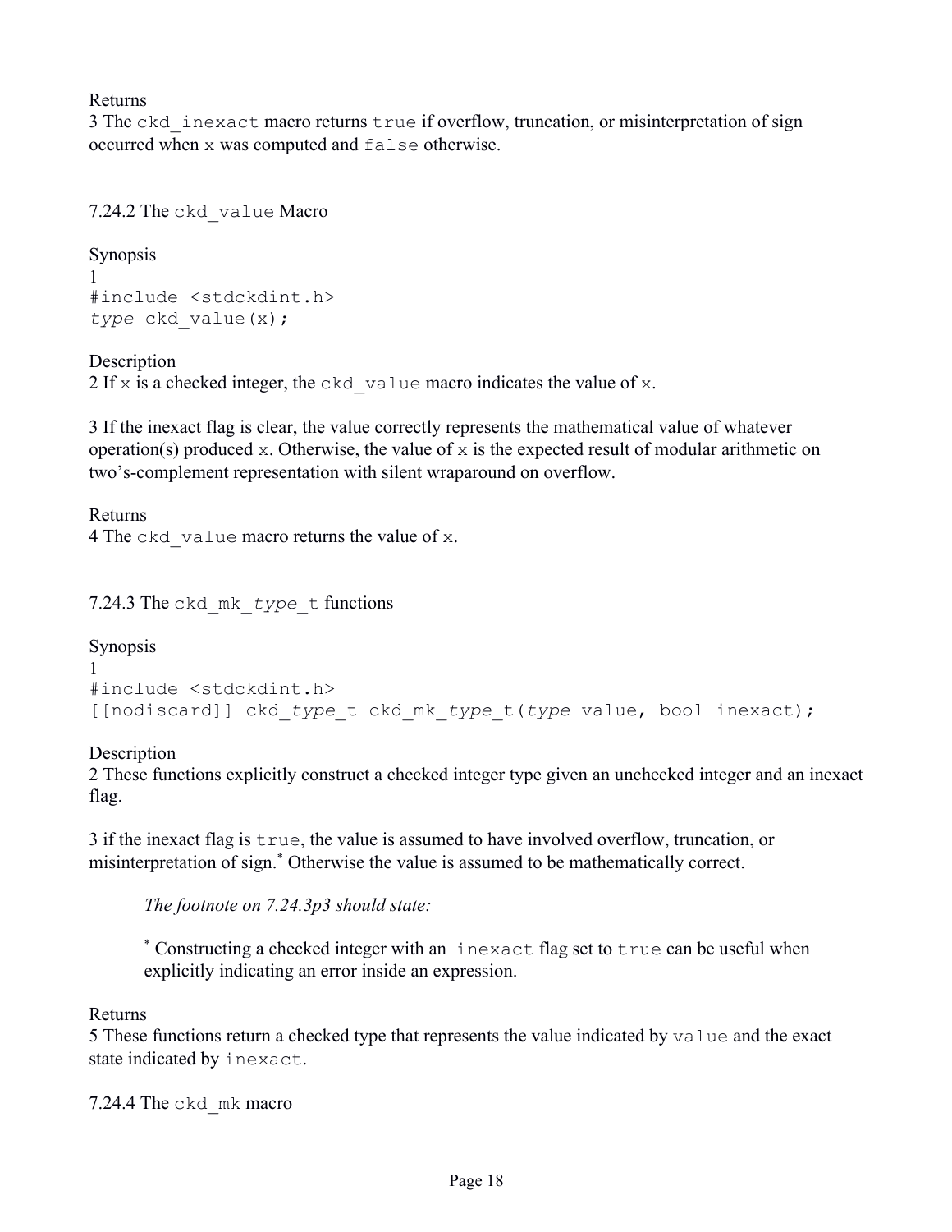Returns

3 The `ckd_inexact` macro returns `true` if overflow, truncation, or misinterpretation of sign occurred when `x` was computed and `false` otherwise.

### 7.24.2 The `ckd_value` Macro

Synopsis

1

```
#include <stdckdint.h>
type ckd_value(x);
```

Description

2 If `x` is a checked integer, the `ckd_value` macro indicates the value of `x`.

3 If the inexact flag is clear, the value correctly represents the mathematical value of whatever operation(s) produced `x`. Otherwise, the value of `x` is the expected result of modular arithmetic on two's-complement representation with silent wraparound on overflow.

Returns

4 The `ckd_value` macro returns the value of `x`.

### 7.24.3 The `ckd_mk_type_t` functions

Synopsis

1

```
#include <stdckdint.h>
[[nodiscard]] ckd_type_t ckd_mk_type_t(type value, bool inexact);
```

Description

2 These functions explicitly construct a checked integer type given an unchecked integer and an inexact flag.

3 if the inexact flag is `true`, the value is assumed to have involved overflow, truncation, or misinterpretation of sign.* Otherwise the value is assumed to be mathematically correct.

> *The footnote on 7.24.3p3 should state:*
>
> * Constructing a checked integer with an `inexact` flag set to `true` can be useful when explicitly indicating an error inside an expression.

Returns

5 These functions return a checked type that represents the value indicated by `value` and the exact state indicated by `inexact`.

### 7.24.4 The `ckd_mk` macro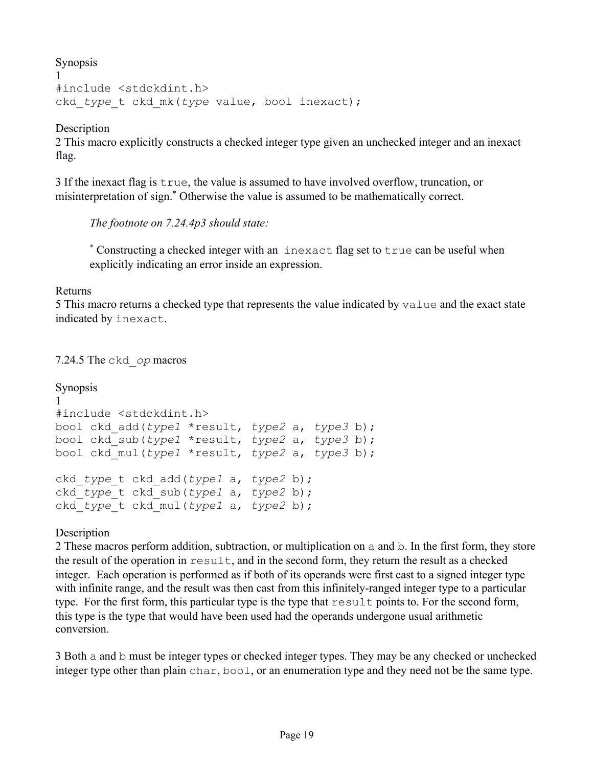Synopsis

1

```
#include <stdckdint.h>
ckd_type_t ckd_mk(type value, bool inexact);
```

Description

2 This macro explicitly constructs a checked integer type given an unchecked integer and an inexact flag.

3 If the inexact flag is `true`, the value is assumed to have involved overflow, truncation, or misinterpretation of sign.* Otherwise the value is assumed to be mathematically correct.

> *The footnote on 7.24.4p3 should state:*
>
> * Constructing a checked integer with an `inexact` flag set to `true` can be useful when explicitly indicating an error inside an expression.

Returns

5 This macro returns a checked type that represents the value indicated by `value` and the exact state indicated by `inexact`.

7.24.5 The `ckd_op` macros

Synopsis

1

```
#include <stdckdint.h>
bool ckd_add(type1 *result, type2 a, type3 b);
bool ckd_sub(type1 *result, type2 a, type3 b);
bool ckd_mul(type1 *result, type2 a, type3 b);

ckd_type_t ckd_add(type1 a, type2 b);
ckd_type_t ckd_sub(type1 a, type2 b);
ckd_type_t ckd_mul(type1 a, type2 b);
```

Description

2 These macros perform addition, subtraction, or multiplication on `a` and `b`. In the first form, they store the result of the operation in `result`, and in the second form, they return the result as a checked integer. Each operation is performed as if both of its operands were first cast to a signed integer type with infinite range, and the result was then cast from this infinitely-ranged integer type to a particular type. For the first form, this particular type is the type that `result` points to. For the second form, this type is the type that would have been used had the operands undergone usual arithmetic conversion.

3 Both `a` and `b` must be integer types or checked integer types. They may be any checked or unchecked integer type other than plain `char`, `bool`, or an enumeration type and they need not be the same type.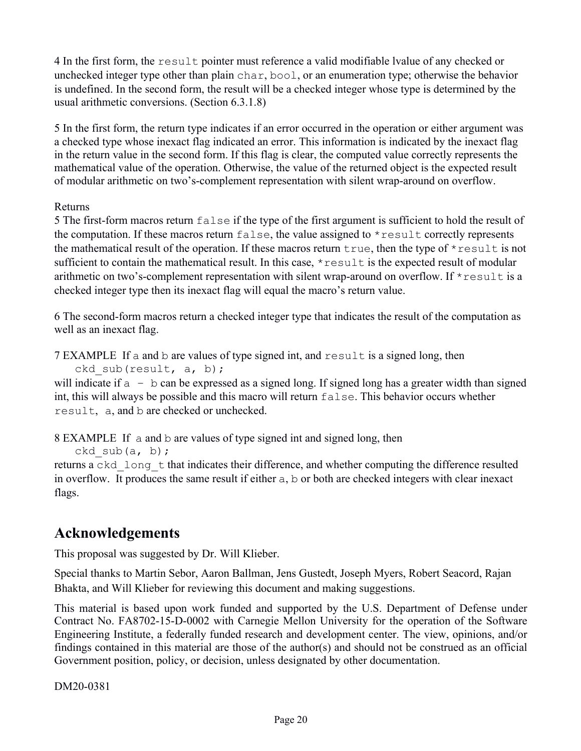4 In the first form, the `result` pointer must reference a valid modifiable lvalue of any checked or unchecked integer type other than plain `char`, `bool`, or an enumeration type; otherwise the behavior is undefined. In the second form, the result will be a checked integer whose type is determined by the usual arithmetic conversions. (Section 6.3.1.8)

5 In the first form, the return type indicates if an error occurred in the operation or either argument was a checked type whose inexact flag indicated an error. This information is indicated by the inexact flag in the return value in the second form. If this flag is clear, the computed value correctly represents the mathematical value of the operation. Otherwise, the value of the returned object is the expected result of modular arithmetic on two's-complement representation with silent wrap-around on overflow.

Returns

5 The first-form macros return `false` if the type of the first argument is sufficient to hold the result of the computation. If these macros return `false`, the value assigned to `*result` correctly represents the mathematical result of the operation. If these macros return `true`, then the type of `*result` is not sufficient to contain the mathematical result. In this case, `*result` is the expected result of modular arithmetic on two's-complement representation with silent wrap-around on overflow. If `*result` is a checked integer type then its inexact flag will equal the macro's return value.

6 The second-form macros return a checked integer type that indicates the result of the computation as well as an inexact flag.

7 EXAMPLE If `a` and `b` are values of type signed int, and `result` is a signed long, then

```
ckd_sub(result, a, b);
```

will indicate if `a - b` can be expressed as a signed long. If signed long has a greater width than signed int, this will always be possible and this macro will return `false`. This behavior occurs whether `result, a`, and `b` are checked or unchecked.

8 EXAMPLE If `a` and `b` are values of type signed int and signed long, then

```
ckd_sub(a, b);
```

returns a `ckd_long_t` that indicates their difference, and whether computing the difference resulted in overflow. It produces the same result if either `a`, `b` or both are checked integers with clear inexact flags.

## Acknowledgements

This proposal was suggested by Dr. Will Klieber.

Special thanks to Martin Sebor, Aaron Ballman, Jens Gustedt, Joseph Myers, Robert Seacord, Rajan Bhakta, and Will Klieber for reviewing this document and making suggestions.

This material is based upon work funded and supported by the U.S. Department of Defense under Contract No. FA8702-15-D-0002 with Carnegie Mellon University for the operation of the Software Engineering Institute, a federally funded research and development center. The view, opinions, and/or findings contained in this material are those of the author(s) and should not be construed as an official Government position, policy, or decision, unless designated by other documentation.

DM20-0381